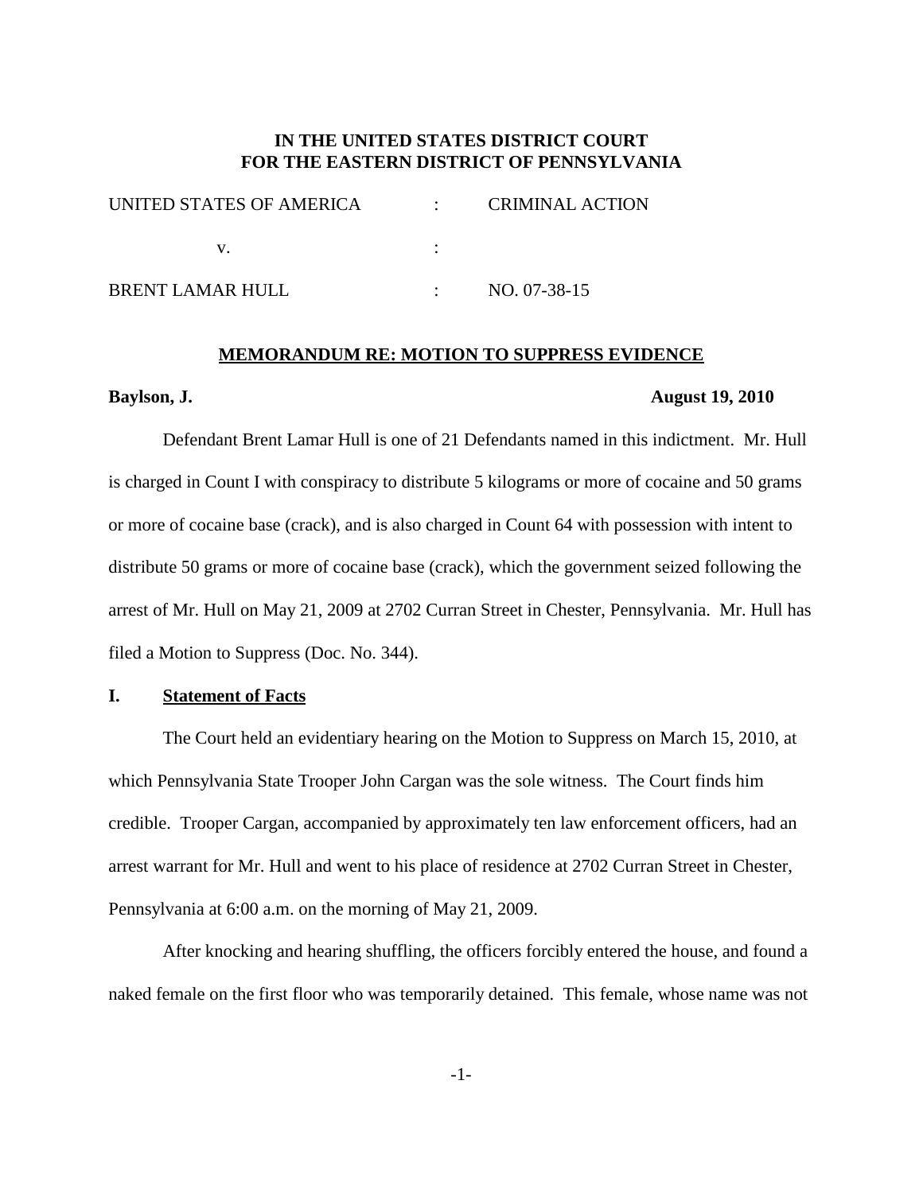**IN THE UNITED STATES DISTRICT COURT**
**FOR THE EASTERN DISTRICT OF PENNSYLVANIA**

| | | |
|---|---|---|
| UNITED STATES OF AMERICA | : | CRIMINAL ACTION |
| v. | : | |
| BRENT LAMAR HULL | : | NO. 07-38-15 |

**MEMORANDUM RE: MOTION TO SUPPRESS EVIDENCE**

**Baylson, J.** **August 19, 2010**

Defendant Brent Lamar Hull is one of 21 Defendants named in this indictment. Mr. Hull is charged in Count I with conspiracy to distribute 5 kilograms or more of cocaine and 50 grams or more of cocaine base (crack), and is also charged in Count 64 with possession with intent to distribute 50 grams or more of cocaine base (crack), which the government seized following the arrest of Mr. Hull on May 21, 2009 at 2702 Curran Street in Chester, Pennsylvania. Mr. Hull has filed a Motion to Suppress (Doc. No. 344).

## I. Statement of Facts

The Court held an evidentiary hearing on the Motion to Suppress on March 15, 2010, at which Pennsylvania State Trooper John Cargan was the sole witness. The Court finds him credible. Trooper Cargan, accompanied by approximately ten law enforcement officers, had an arrest warrant for Mr. Hull and went to his place of residence at 2702 Curran Street in Chester, Pennsylvania at 6:00 a.m. on the morning of May 21, 2009.

After knocking and hearing shuffling, the officers forcibly entered the house, and found a naked female on the first floor who was temporarily detained. This female, whose name was not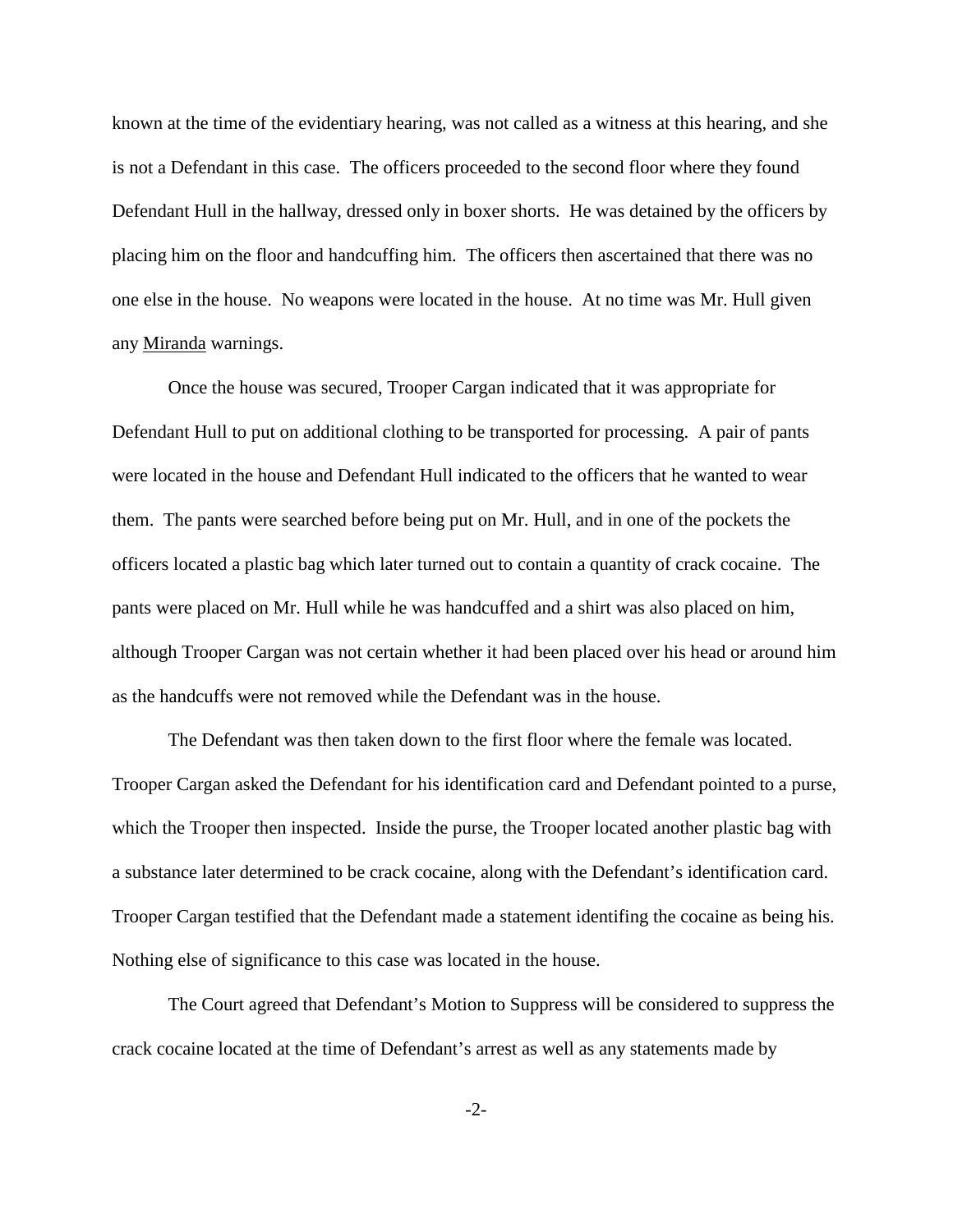known at the time of the evidentiary hearing, was not called as a witness at this hearing, and she is not a Defendant in this case. The officers proceeded to the second floor where they found Defendant Hull in the hallway, dressed only in boxer shorts. He was detained by the officers by placing him on the floor and handcuffing him. The officers then ascertained that there was no one else in the house. No weapons were located in the house. At no time was Mr. Hull given any Miranda warnings.

Once the house was secured, Trooper Cargan indicated that it was appropriate for Defendant Hull to put on additional clothing to be transported for processing. A pair of pants were located in the house and Defendant Hull indicated to the officers that he wanted to wear them. The pants were searched before being put on Mr. Hull, and in one of the pockets the officers located a plastic bag which later turned out to contain a quantity of crack cocaine. The pants were placed on Mr. Hull while he was handcuffed and a shirt was also placed on him, although Trooper Cargan was not certain whether it had been placed over his head or around him as the handcuffs were not removed while the Defendant was in the house.

The Defendant was then taken down to the first floor where the female was located. Trooper Cargan asked the Defendant for his identification card and Defendant pointed to a purse, which the Trooper then inspected. Inside the purse, the Trooper located another plastic bag with a substance later determined to be crack cocaine, along with the Defendant's identification card. Trooper Cargan testified that the Defendant made a statement identifing the cocaine as being his. Nothing else of significance to this case was located in the house.

The Court agreed that Defendant's Motion to Suppress will be considered to suppress the crack cocaine located at the time of Defendant's arrest as well as any statements made by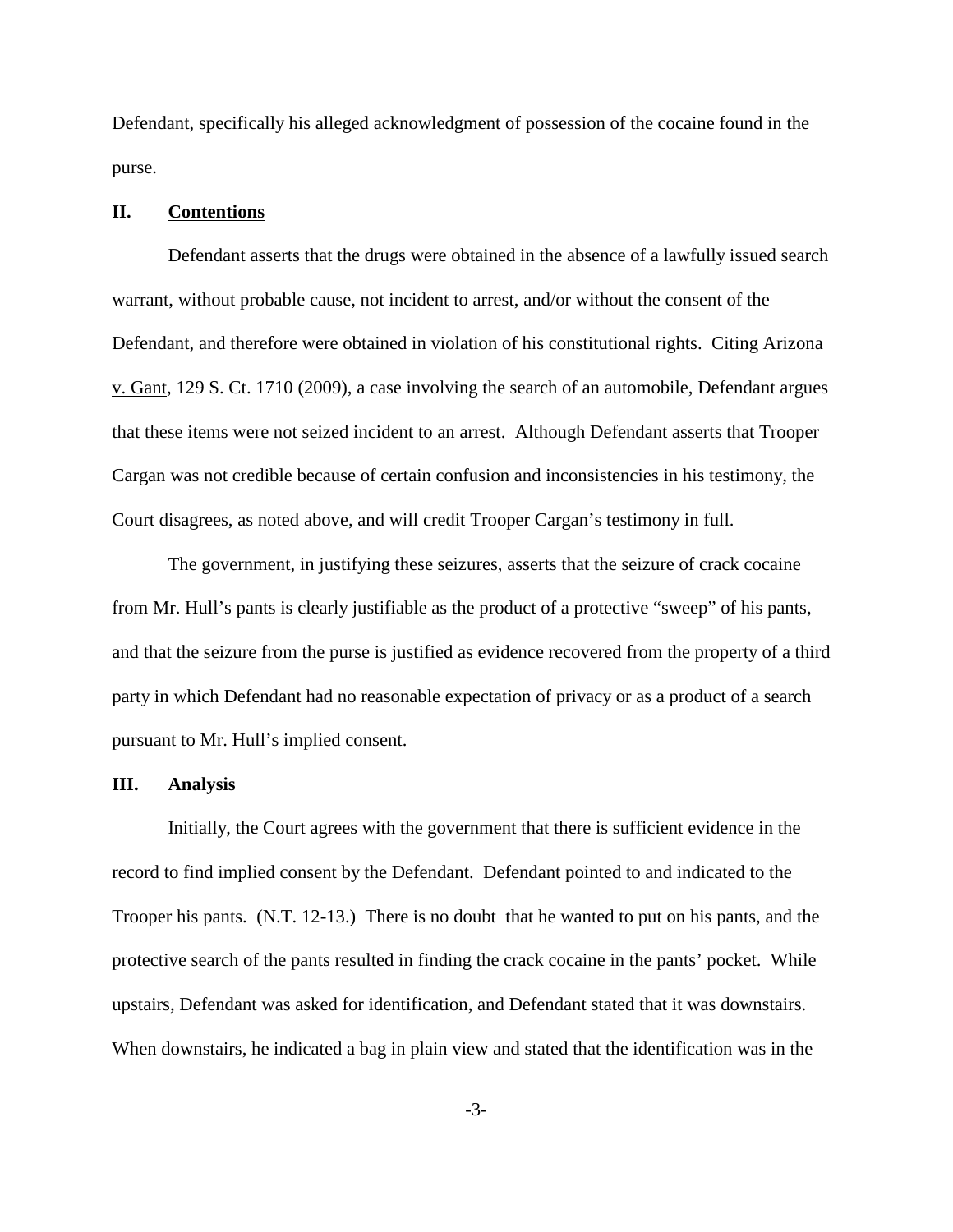Defendant, specifically his alleged acknowledgment of possession of the cocaine found in the purse.

## II. Contentions

Defendant asserts that the drugs were obtained in the absence of a lawfully issued search warrant, without probable cause, not incident to arrest, and/or without the consent of the Defendant, and therefore were obtained in violation of his constitutional rights. Citing Arizona v. Gant, 129 S. Ct. 1710 (2009), a case involving the search of an automobile, Defendant argues that these items were not seized incident to an arrest. Although Defendant asserts that Trooper Cargan was not credible because of certain confusion and inconsistencies in his testimony, the Court disagrees, as noted above, and will credit Trooper Cargan's testimony in full.

The government, in justifying these seizures, asserts that the seizure of crack cocaine from Mr. Hull's pants is clearly justifiable as the product of a protective "sweep" of his pants, and that the seizure from the purse is justified as evidence recovered from the property of a third party in which Defendant had no reasonable expectation of privacy or as a product of a search pursuant to Mr. Hull's implied consent.

## III. Analysis

Initially, the Court agrees with the government that there is sufficient evidence in the record to find implied consent by the Defendant. Defendant pointed to and indicated to the Trooper his pants. (N.T. 12-13.) There is no doubt that he wanted to put on his pants, and the protective search of the pants resulted in finding the crack cocaine in the pants' pocket. While upstairs, Defendant was asked for identification, and Defendant stated that it was downstairs. When downstairs, he indicated a bag in plain view and stated that the identification was in the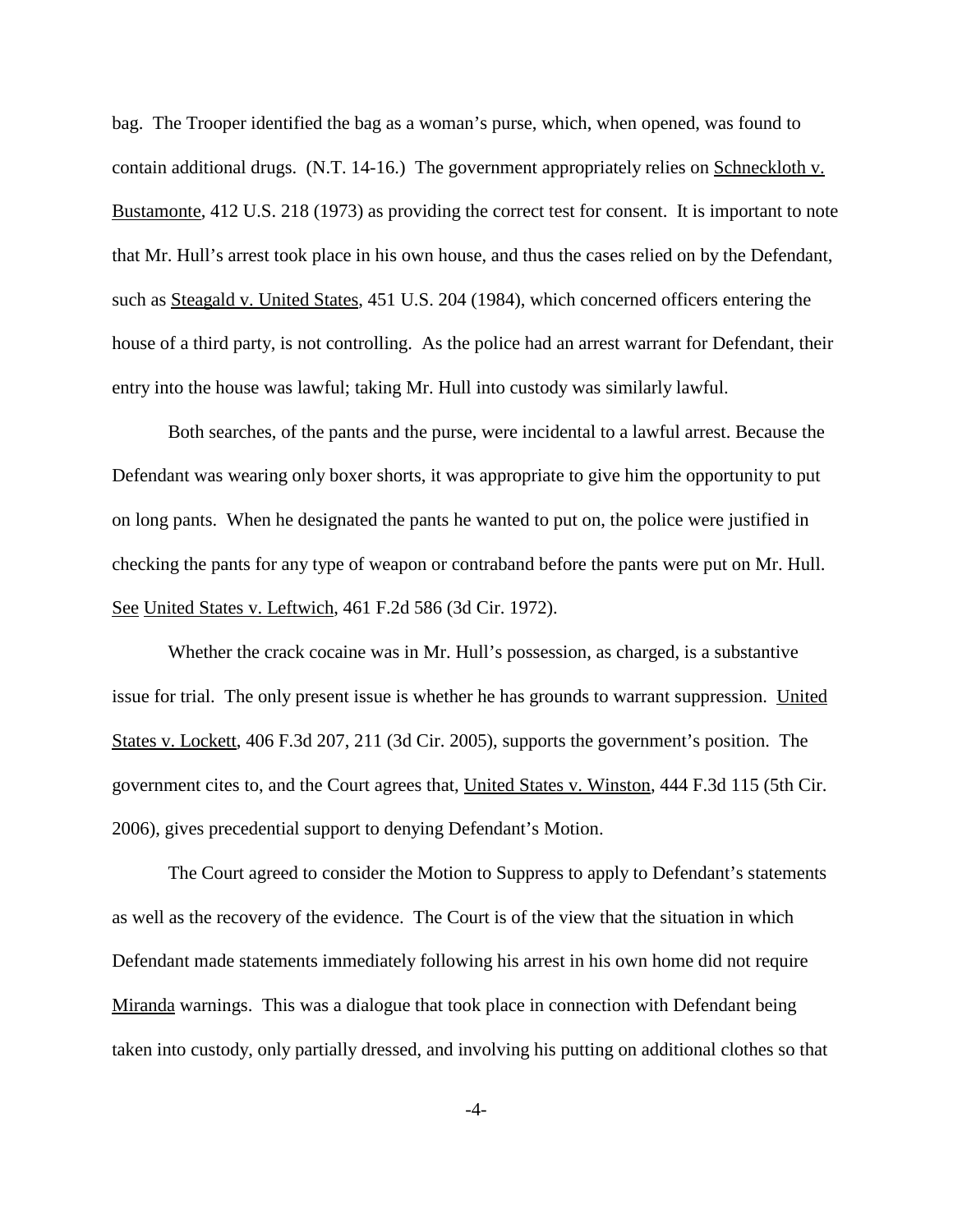bag. The Trooper identified the bag as a woman's purse, which, when opened, was found to contain additional drugs. (N.T. 14-16.) The government appropriately relies on Schneckloth v. Bustamonte, 412 U.S. 218 (1973) as providing the correct test for consent. It is important to note that Mr. Hull's arrest took place in his own house, and thus the cases relied on by the Defendant, such as Steagald v. United States, 451 U.S. 204 (1984), which concerned officers entering the house of a third party, is not controlling. As the police had an arrest warrant for Defendant, their entry into the house was lawful; taking Mr. Hull into custody was similarly lawful.

Both searches, of the pants and the purse, were incidental to a lawful arrest. Because the Defendant was wearing only boxer shorts, it was appropriate to give him the opportunity to put on long pants. When he designated the pants he wanted to put on, the police were justified in checking the pants for any type of weapon or contraband before the pants were put on Mr. Hull. See United States v. Leftwich, 461 F.2d 586 (3d Cir. 1972).

Whether the crack cocaine was in Mr. Hull's possession, as charged, is a substantive issue for trial. The only present issue is whether he has grounds to warrant suppression. United States v. Lockett, 406 F.3d 207, 211 (3d Cir. 2005), supports the government's position. The government cites to, and the Court agrees that, United States v. Winston, 444 F.3d 115 (5th Cir. 2006), gives precedential support to denying Defendant's Motion.

The Court agreed to consider the Motion to Suppress to apply to Defendant's statements as well as the recovery of the evidence. The Court is of the view that the situation in which Defendant made statements immediately following his arrest in his own home did not require Miranda warnings. This was a dialogue that took place in connection with Defendant being taken into custody, only partially dressed, and involving his putting on additional clothes so that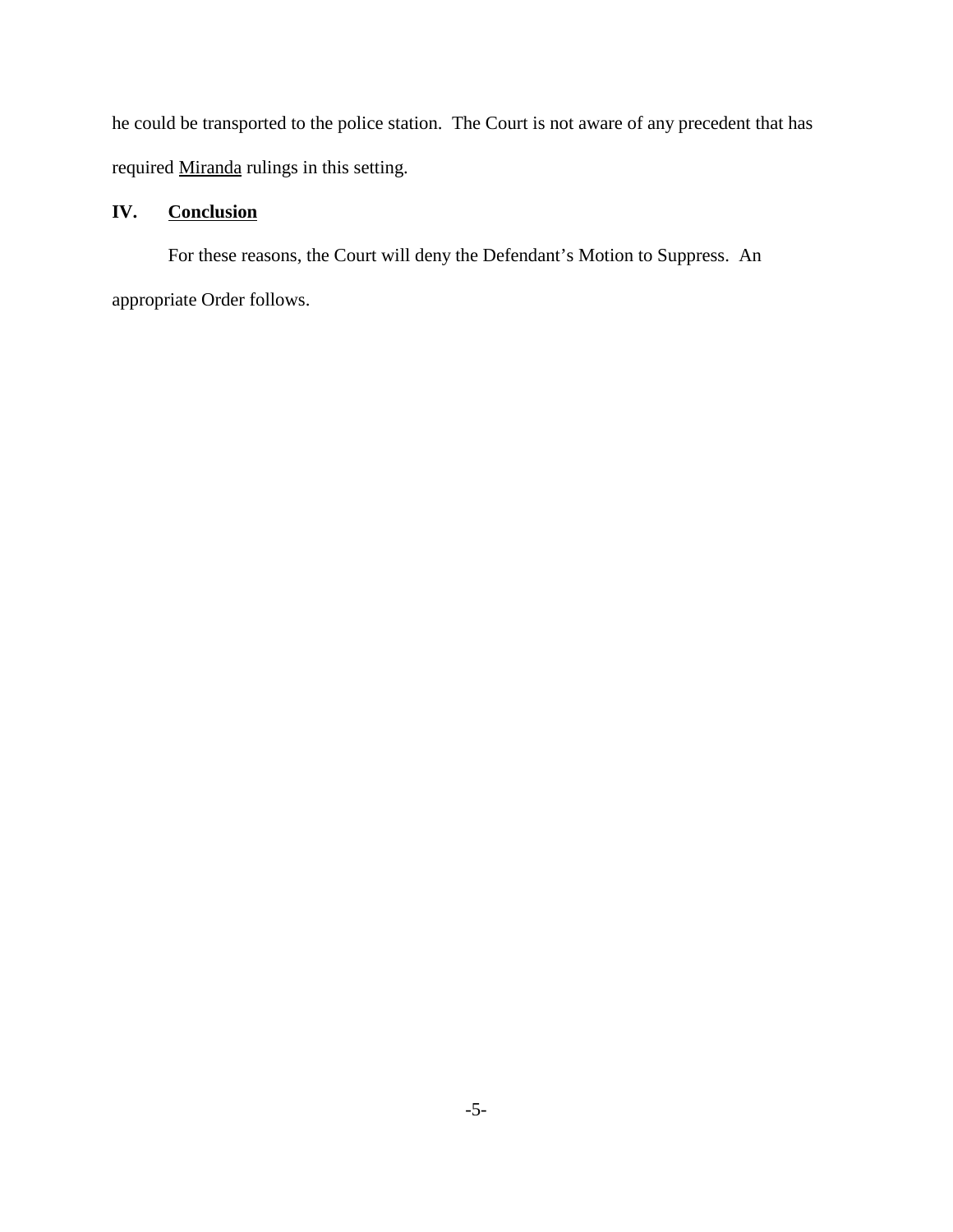he could be transported to the police station. The Court is not aware of any precedent that has required Miranda rulings in this setting.

## IV. Conclusion

For these reasons, the Court will deny the Defendant's Motion to Suppress. An appropriate Order follows.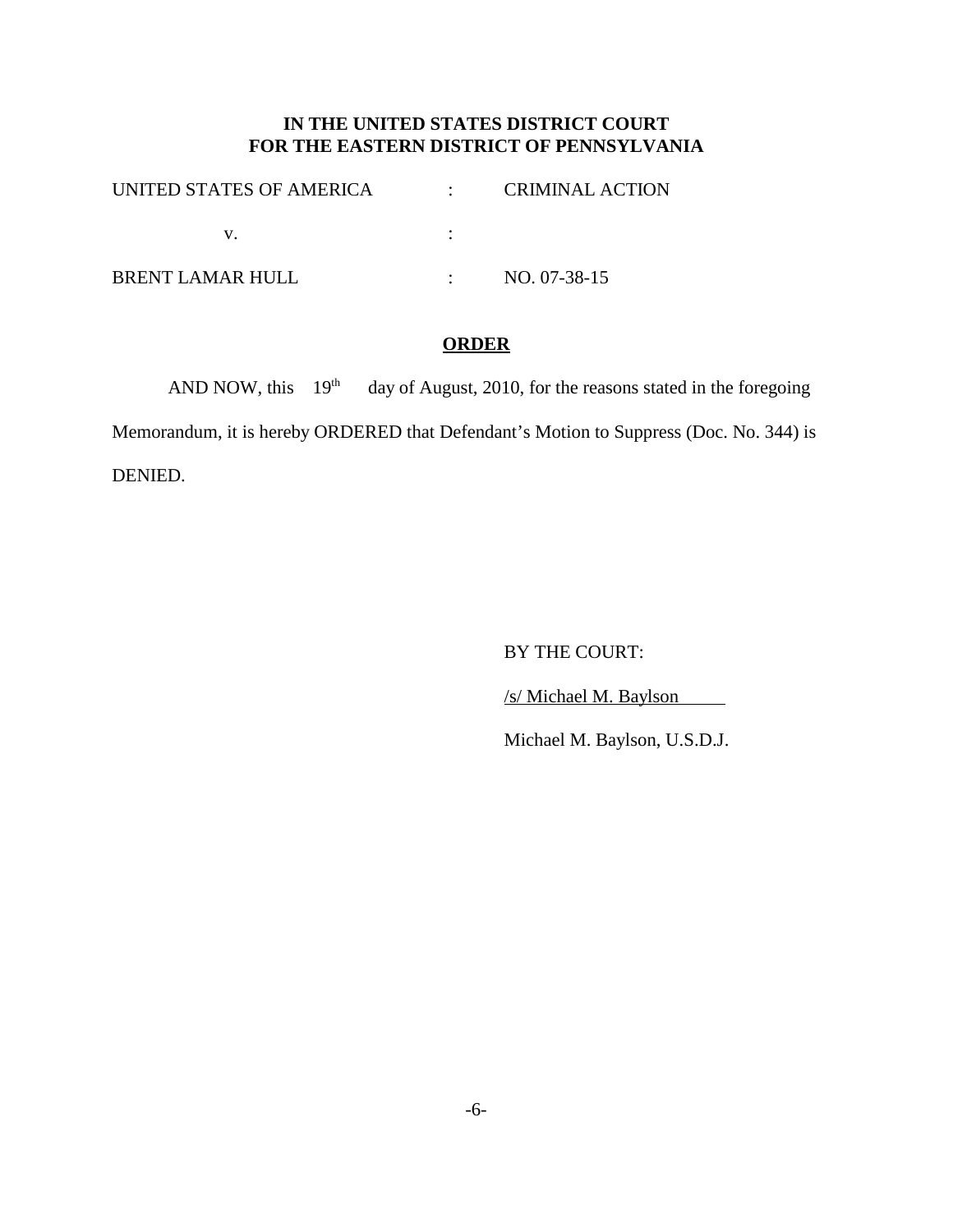**IN THE UNITED STATES DISTRICT COURT**
**FOR THE EASTERN DISTRICT OF PENNSYLVANIA**

| | | |
|---|---|---|
| UNITED STATES OF AMERICA | : | CRIMINAL ACTION |
| v. | : | |
| BRENT LAMAR HULL | : | NO. 07-38-15 |

**ORDER**

AND NOW, this 19th day of August, 2010, for the reasons stated in the foregoing Memorandum, it is hereby ORDERED that Defendant's Motion to Suppress (Doc. No. 344) is DENIED.

BY THE COURT:

/s/ Michael M. Baylson

Michael M. Baylson, U.S.D.J.